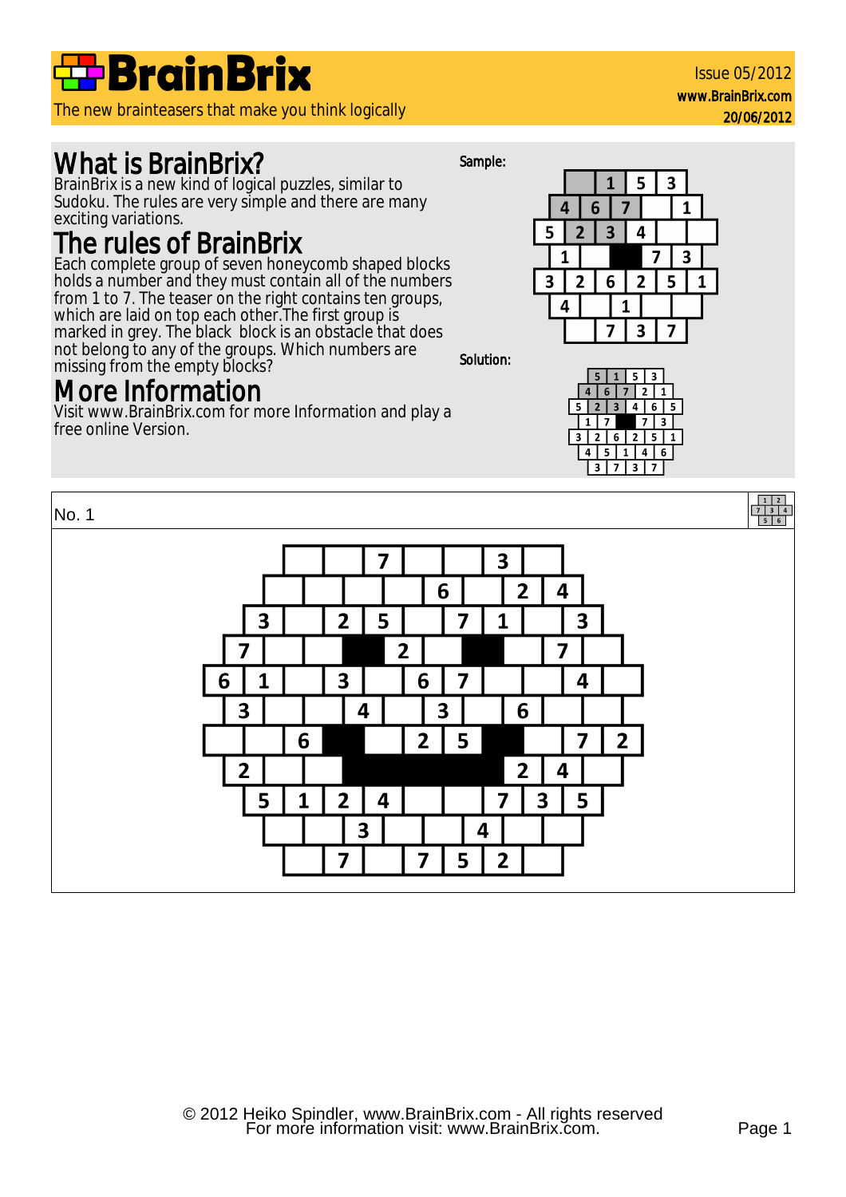# BrainBrix

The new brainteasers that make you think logically

Issue 05/2012
www.BrainBrix.com
20/06/2012

## What is BrainBrix?

BrainBrix is a new kind of logical puzzles, similar to Sudoku. The rules are very simple and there are many exciting variations.

## The rules of BrainBrix

Each complete group of seven honeycomb shaped blocks holds a number and they must contain all of the numbers from 1 to 7. The teaser on the right contains ten groups, which are laid on top each other.The first group is marked in grey. The black block is an obstacle that does not belong to any of the groups. Which numbers are missing from the empty blocks?

## More Information

Visit www.BrainBrix.com for more Information and play a free online Version.

Sample:

| | 1 | 5 | 3 | | |
|---|---|---|---|---|---|
| 4 | 6 | 7 | | 1 | |
| 5 | 2 | 3 | 4 | | |
| 1 | | ■ | 7 | 3 | |
| 3 | 2 | 6 | 2 | 5 | 1 |
| 4 | | 1 | | | |
| | 7 | 3 | 7 | | |

Solution:

| 5 | 1 | 5 | 3 | | |
|---|---|---|---|---|---|
| 4 | 6 | 7 | 2 | 1 | |
| 5 | 2 | 3 | 4 | 6 | 5 |
| 1 | 7 | ■ | 7 | 3 | |
| 3 | 2 | 6 | 2 | 5 | 1 |
| 4 | 5 | 1 | 4 | 6 | |
| 3 | 7 | 3 | 7 | | |

No. 1

| | | 7 | | | 3 | | | | | | |
|---|---|---|---|---|---|---|---|---|---|---|---|
| | | | | 6 | | 2 | 4 | | | | |
| 3 | | 2 | 5 | | 7 | 1 | | 3 | | | |
| 7 | | | ■ | 2 | | ■ | | 7 | | | |
| 6 | 1 | | 3 | | 6 | 7 | | | 4 | | |
| 3 | | | 4 | | 3 | | 6 | | | | |
| | | 6 | ■ | | 2 | 5 | ■ | | 7 | 2 | |
| 2 | | | ■ | ■ | ■ | ■ | 2 | 4 | | | |
| 5 | 1 | 2 | 4 | | | 7 | 3 | 5 | | | |
| | | 3 | | | 4 | | | | | | |
| | 7 | | 7 | 5 | 2 | | | | | | |

© 2012 Heiko Spindler, www.BrainBrix.com - All rights reserved
For more information visit: www.BrainBrix.com.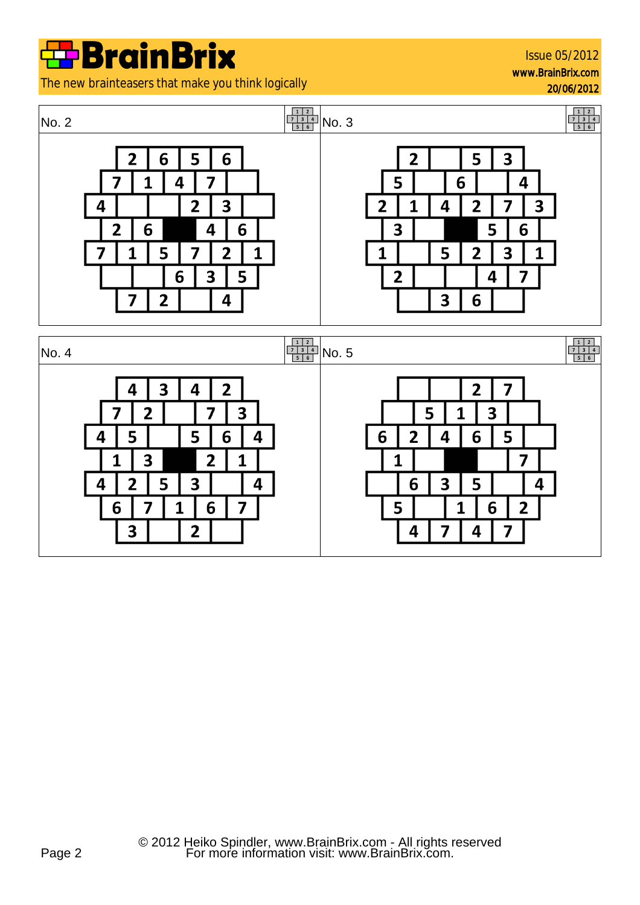# BrainBrix

The new brainteasers that make you think logically

Issue 05/2012
www.BrainBrix.com
20/06/2012

## No. 2

| | | | | | | |
|---|---|---|---|---|---|---|
| | 2 | 6 | 5 | 6 | | |
| 7 | 1 | 4 | 7 | | | |
| 4 | | | 2 | 3 | | |
| 2 | 6 | ■ | 4 | 6 | | |
| 7 | 1 | 5 | 7 | 2 | 1 | |
| | | 6 | 3 | 5 | | |
| 7 | 2 | | 4 | | | |

## No. 3

| | | | | | | |
|---|---|---|---|---|---|---|
| 2 | | 5 | 3 | | | |
| 5 | | 6 | | 4 | | |
| 2 | 1 | 4 | 2 | 7 | 3 | |
| 3 | | ■ | 5 | 6 | | |
| 1 | | 5 | 2 | 3 | 1 | |
| 2 | | | 4 | 7 | | |
| | 3 | 6 | | | | |

## No. 4

| | | | | | | |
|---|---|---|---|---|---|---|
| 4 | 3 | 4 | 2 | | | |
| 7 | 2 | | 7 | 3 | | |
| 4 | 5 | | 5 | 6 | 4 | |
| 1 | 3 | ■ | 2 | 1 | | |
| 4 | 2 | 5 | 3 | | 4 | |
| 6 | 7 | 1 | 6 | 7 | | |
| 3 | | 2 | | | | |

## No. 5

| | | | | | | |
|---|---|---|---|---|---|---|
| | | 2 | 7 | | | |
| | 5 | 1 | 3 | | | |
| 6 | 2 | 4 | 6 | 5 | | |
| 1 | | ■ | | 7 | | |
| | 6 | 3 | 5 | | 4 | |
| 5 | | 1 | 6 | 2 | | |
| 4 | 7 | 4 | 7 | | | |

© 2012 Heiko Spindler, www.BrainBrix.com - All rights reserved
For more information visit: www.BrainBrix.com.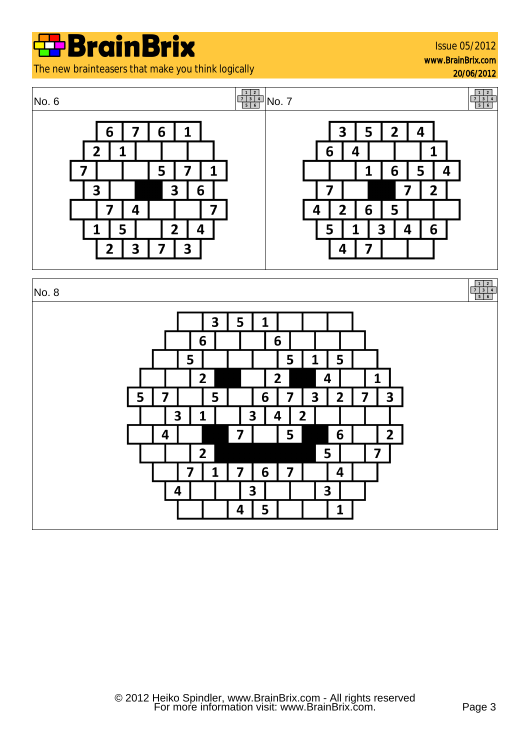# BrainBrix

The new brainteasers that make you think logically

Issue 05/2012
www.BrainBrix.com
20/06/2012

## No. 6

| | | | | | | |
|---|---|---|---|---|---|---|
| 6 | 7 | 6 | 1 | | | |
| 2 | 1 | | | | | |
| 7 | | | 5 | 7 | 1 | |
| 3 | | ■ | 3 | 6 | | |
| | 7 | 4 | | | 7 | |
| 1 | 5 | | 2 | 4 | | |
| 2 | 3 | 7 | 3 | | | |

## No. 7

| | | | | | | |
|---|---|---|---|---|---|---|
| 3 | 5 | 2 | 4 | | | |
| 6 | 4 | | | 1 | | |
| | | 1 | 6 | 5 | 4 | |
| 7 | | ■ | 7 | 2 | | |
| 4 | 2 | 6 | 5 | | | |
| 5 | 1 | 3 | 4 | 6 | | |
| 4 | 7 | | | | | |

## No. 8

| | | | | | | | | | | |
|---|---|---|---|---|---|---|---|---|---|---|
| | 3 | 5 | 1 | | | | | | | |
| | 6 | | | 6 | | | | | | |
| | 5 | | | | 5 | 1 | 5 | | | |
| | | 2 | ■ | | 2 | ■ | 4 | | 1 | |
| 5 | 7 | | 5 | | 6 | 7 | 3 | 2 | 7 | 3 |
| | 3 | 1 | | 3 | 4 | 2 | | | | |
| | 4 | | ■ | 7 | | 5 | ■ | 6 | | 2 |
| | | 2 | ■ | ■ | ■ | ■ | 5 | | 7 | |
| | 7 | 1 | 7 | 6 | 7 | | 4 | | | |
| 4 | | | 3 | | | 3 | | | | |
| | | 4 | 5 | | | 1 | | | | |

© 2012 Heiko Spindler, www.BrainBrix.com - All rights reserved
For more information visit: www.BrainBrix.com.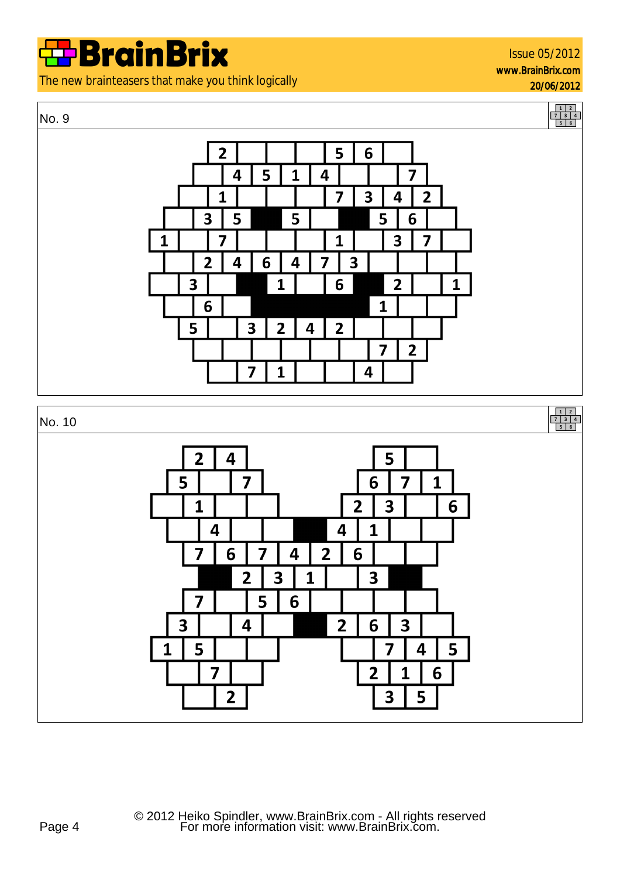## No. 9

| | | | | | | | | | | |
|---|---|---|---|---|---|---|---|---|---|---|
| 2 | | | | 5 | 6 | | | | | |
| | 4 | 5 | 1 | 4 | | | 7 | | | |
| | 1 | | | | 7 | 3 | 4 | 2 | | |
| | 3 | 5 | ■ | 5 | | ■ | 5 | 6 | | |
| 1 | | 7 | | | | 1 | | 3 | 7 | |
| | 2 | 4 | 6 | 4 | 7 | 3 | | | | |
| | 3 | | ■ | 1 | | 6 | ■ | 2 | | 1 |
| | 6 | | ■ | ■ | ■ | ■ | 1 | | | |
| 5 | | 3 | 2 | 4 | 2 | | | | | |
| | | | | | | 7 | 2 | | | |
| | 7 | 1 | | | 4 | | | | | |

## No. 10

| | | | | | | | | | |
|---|---|---|---|---|---|---|---|---|---|
| 2 | 4 | | | | | 5 | | | |
| 5 | | 7 | | | 6 | 7 | 1 | | |
| | 1 | | | 2 | 3 | | 6 | | |
| | 4 | | | ■ | 4 | 1 | | | |
| 7 | 6 | 7 | 4 | 2 | 6 | | | | |
| ■ | 2 | 3 | 1 | | 3 | ■ | | | |
| 7 | | 5 | 6 | | | | | | |
| 3 | | 4 | | ■ | 2 | 6 | 3 | | |
| 1 | 5 | | | | | 7 | 4 | 5 | |
| | 7 | | | 2 | 1 | 6 | | | |
| | 2 | | | 3 | 5 | | | | |

© 2012 Heiko Spindler, www.BrainBrix.com - All rights reserved
For more information visit: www.BrainBrix.com.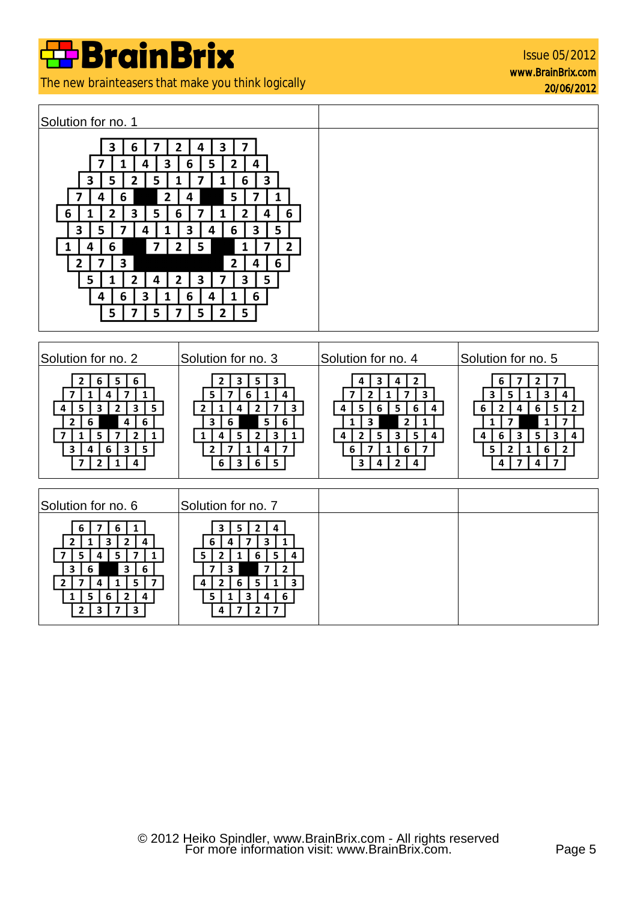# BrainBrix

The new brainteasers that make you think logically

Issue 05/2012
www.BrainBrix.com
20/06/2012

## Solution for no. 1

3 6 7 2 4 3 7
7 1 4 3 6 5 2 4
3 5 2 5 1 7 1 6 3
7 4 6 ■ 2 4 ■ 5 7 1
6 1 2 3 5 6 7 1 2 4 6
3 5 7 4 1 3 4 6 3 5
1 4 6 ■ 7 2 5 ■ 1 7 2
2 7 3 ■ ■ ■ ■ 2 4 6
5 1 2 4 2 3 7 3 5
4 6 3 1 6 4 1 6
5 7 5 7 5 2 5

## Solution for no. 2

2 6 5 6
7 1 4 7 1
4 5 3 2 3 5
2 6 ■ 4 6
7 1 5 7 2 1
3 4 6 3 5
7 2 1 4

## Solution for no. 3

2 3 5 3
5 7 6 1 4
2 1 4 2 7 3
3 6 ■ 5 6
1 4 5 2 3 1
2 7 1 4 7
6 3 6 5

## Solution for no. 4

4 3 4 2
7 2 1 7 3
4 5 6 5 6 4
1 3 ■ 2 1
4 2 5 3 5 4
6 7 1 6 7
3 4 2 4

## Solution for no. 5

6 7 2 7
3 5 1 3 4
6 2 4 6 5 2
1 7 ■ 1 7
4 6 3 5 3 4
5 2 1 6 2
4 7 4 7

## Solution for no. 6

6 7 6 1
2 1 3 2 4
7 5 4 5 7 1
3 6 ■ 3 6
2 7 4 1 5 7
1 5 6 2 4
2 3 7 3

## Solution for no. 7

3 5 2 4
6 4 7 3 1
5 2 1 6 5 4
7 3 ■ 7 2
4 2 6 5 1 3
5 1 3 4 6
4 7 2 7

© 2012 Heiko Spindler, www.BrainBrix.com - All rights reserved
For more information visit: www.BrainBrix.com.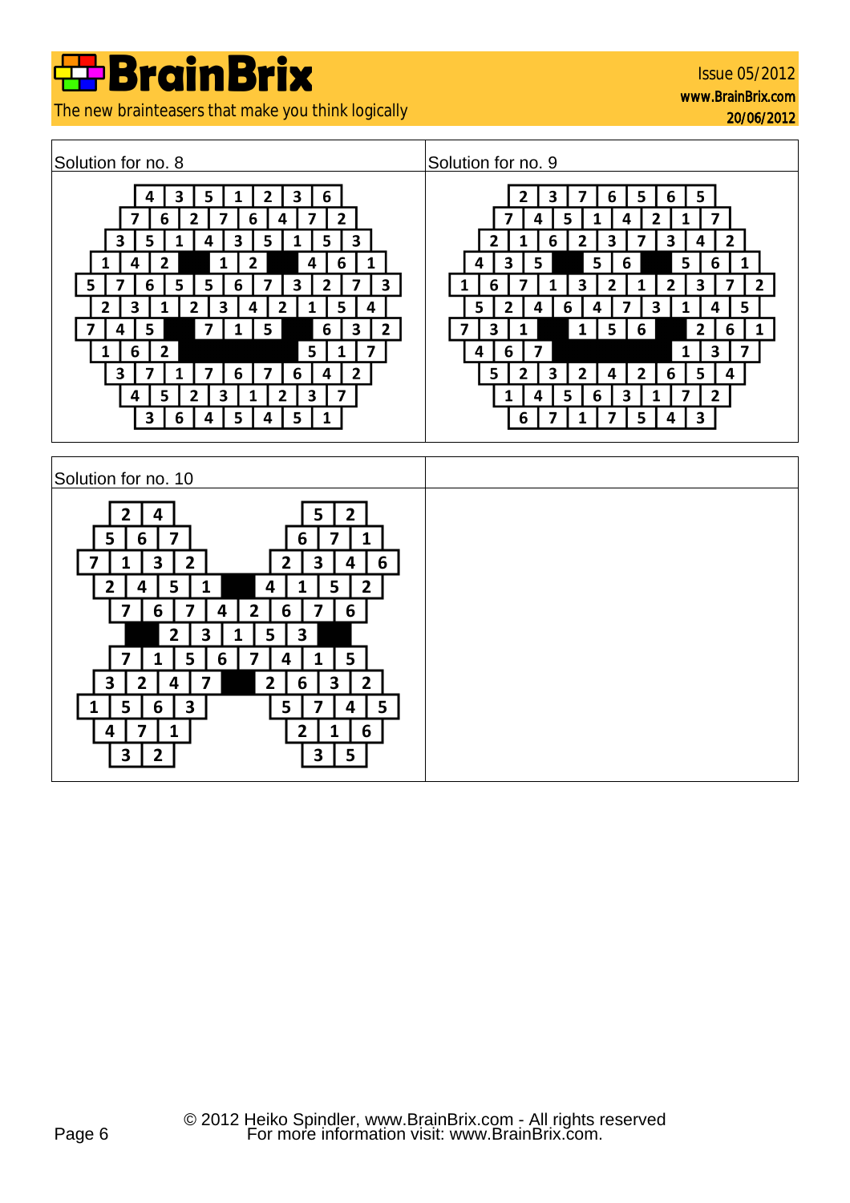# BrainBrix

The new brainteasers that make you think logically

Issue 05/2012
www.BrainBrix.com
20/06/2012

## Solution for no. 8

```
      4 3 5 1 2 3 6
     7 6 2 7 6 4 7 2
    3 5 1 4 3 5 1 5 3
   1 4 2 ■ 1 2 ■ 4 6 1
  5 7 6 5 5 6 7 3 2 7 3
   2 3 1 2 3 4 2 1 5 4
  7 4 5 ■ 7 1 5 ■ 6 3 2
   1 6 2 ■ ■ ■ ■ 5 1 7
    3 7 1 7 6 7 6 4 2
     4 5 2 3 1 2 3 7
      3 6 4 5 4 5 1
```

## Solution for no. 9

```
      2 3 7 6 5 6 5
     7 4 5 1 4 2 1 7
    2 1 6 2 3 7 3 4 2
   4 3 5 ■ 5 6 ■ 5 6 1
  1 6 7 1 3 2 1 2 3 7 2
   5 2 4 6 4 7 3 1 4 5
  7 3 1 ■ 1 5 6 ■ 2 6 1
   4 6 7 ■ ■ ■ ■ 1 3 7
    5 2 3 2 4 2 6 5 4
     1 4 5 6 3 1 7 2
      6 7 1 7 5 4 3
```

## Solution for no. 10

```
  2 4           5 2
 5 6 7         6 7 1
7 1 3 2       2 3 4 6
 2 4 5 1 ■ 4 1 5 2
  7 6 7 4 2 6 7 6
   ■ 2 3 1 5 3 ■
  7 1 5 6 7 4 1 5
 3 2 4 7 ■ 2 6 3 2
1 5 6 3       5 7 4 5
 4 7 1         2 1 6
  3 2           3 5
```

© 2012 Heiko Spindler, www.BrainBrix.com - All rights reserved
For more information visit: www.BrainBrix.com.